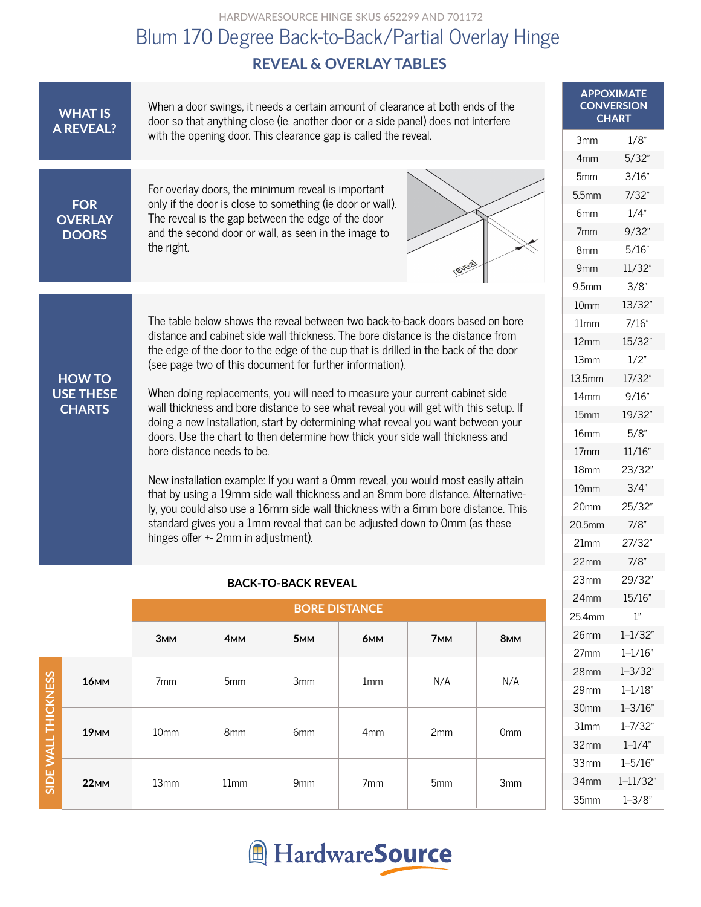HARDWARESOURCE HINGE SKUS 652299 AND 701172

# Blum 170 Degree Back-to-Back/Partial Overlay Hinge

## REVEAL & OVERLAY TABLES

### WHAT IS A REVEAL?

When a door swings, it needs a certain amount of clearance at both ends of the door so that anything close (ie. another door or a side panel) does not interfere with the opening door. This clearance gap is called the reveal.

### FOR OVERLAY DOORS

For overlay doors, the minimum reveal is important only if the door is close to something (ie door or wall). The reveal is the gap between the edge of the door and the second door or wall, as seen in the image to the right.

### HOW TO USE THESE CHARTS

The table below shows the reveal between two back-to-back doors based on bore distance and cabinet side wall thickness. The bore distance is the distance from the edge of the door to the edge of the cup that is drilled in the back of the door (see page two of this document for further information).

When doing replacements, you will need to measure your current cabinet side wall thickness and bore distance to see what reveal you will get with this setup. If doing a new installation, start by determining what reveal you want between your doors. Use the chart to then determine how thick your side wall thickness and bore distance needs to be.

New installation example: If you want a 0mm reveal, you would most easily attain that by using a 19mm side wall thickness and an 8mm bore distance. Alternatively, you could also use a 16mm side wall thickness with a 6mm bore distance. This standard gives you a 1mm reveal that can be adjusted down to 0mm (as these hinges offer +- 2mm in adjustment).

**BACK-TO-BACK REVEAL**

| | BORE DISTANCE | | | | | |
|---|---|---|---|---|---|---|
| SIDE WALL THICKNESS | 3MM | 4MM | 5MM | 6MM | 7MM | 8MM |
| 16MM | 7mm | 5mm | 3mm | 1mm | N/A | N/A |
| 19MM | 10mm | 8mm | 6mm | 4mm | 2mm | 0mm |
| 22MM | 13mm | 11mm | 9mm | 7mm | 5mm | 3mm |

**APPOXIMATE CONVERSION CHART**

| mm | inches |
|---|---|
| 3mm | 1/8" |
| 4mm | 5/32" |
| 5mm | 3/16" |
| 5.5mm | 7/32" |
| 6mm | 1/4" |
| 7mm | 9/32" |
| 8mm | 5/16" |
| 9mm | 11/32" |
| 9.5mm | 3/8" |
| 10mm | 13/32" |
| 11mm | 7/16" |
| 12mm | 15/32" |
| 13mm | 1/2" |
| 13.5mm | 17/32" |
| 14mm | 9/16" |
| 15mm | 19/32" |
| 16mm | 5/8" |
| 17mm | 11/16" |
| 18mm | 23/32" |
| 19mm | 3/4" |
| 20mm | 25/32" |
| 20.5mm | 7/8" |
| 21mm | 27/32" |
| 22mm | 7/8" |
| 23mm | 29/32" |
| 24mm | 15/16" |
| 25.4mm | 1" |
| 26mm | 1-1/32" |
| 27mm | 1-1/16" |
| 28mm | 1-3/32" |
| 29mm | 1-1/18" |
| 30mm | 1-3/16" |
| 31mm | 1-7/32" |
| 32mm | 1-1/4" |
| 33mm | 1-5/16" |
| 34mm | 1-11/32" |
| 35mm | 1-3/8" |

HardwareSource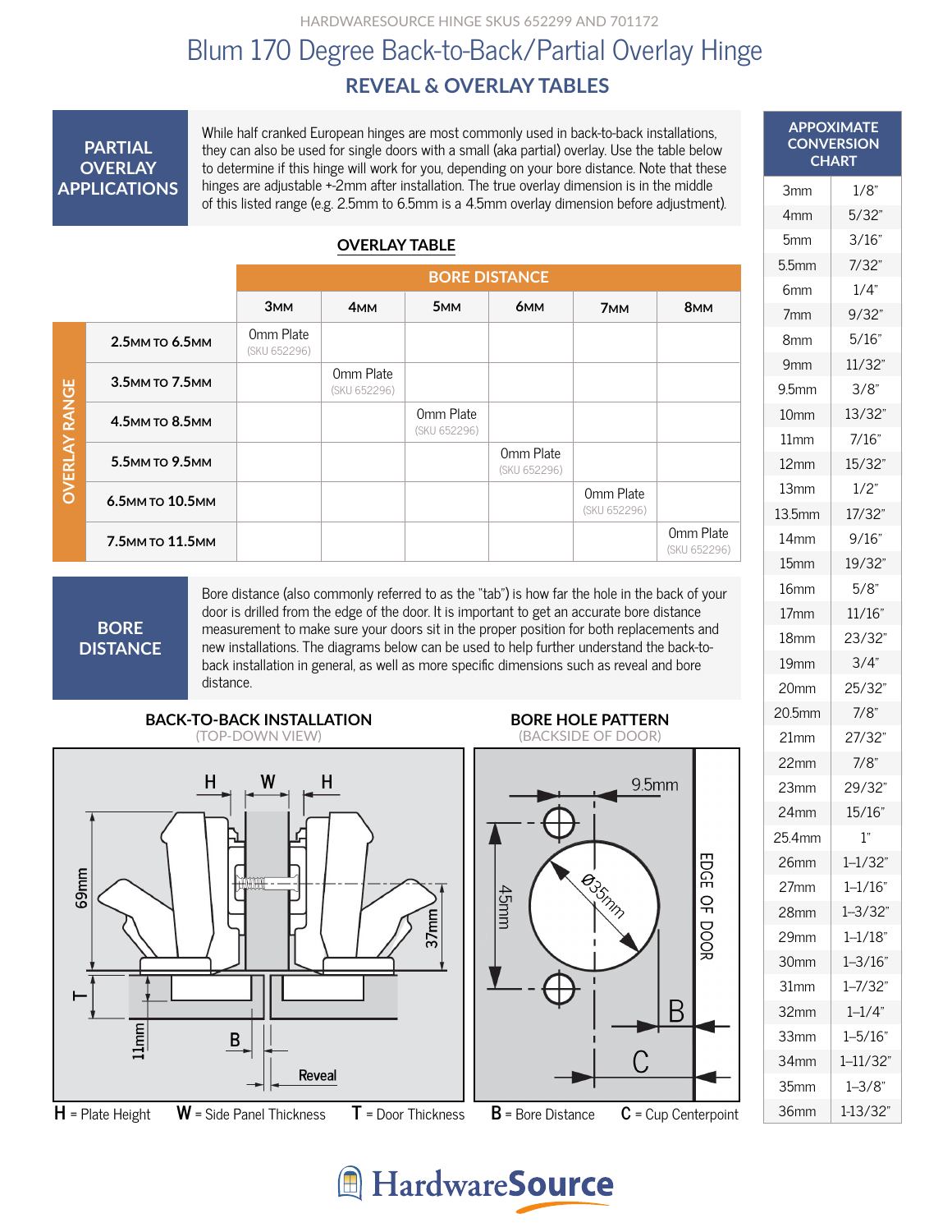# Blum 170 Degree Back-to-Back/Partial Overlay Hinge

## REVEAL & OVERLAY TABLES

### PARTIAL OVERLAY APPLICATIONS

While half cranked European hinges are most commonly used in back-to-back installations, they can also be used for single doors with a small (aka partial) overlay. Use the table below to determine if this hinge will work for you, depending on your bore distance. Note that these hinges are adjustable +-2mm after installation. The true overlay dimension is in the middle of this listed range (e.g. 2.5mm to 6.5mm is a 4.5mm overlay dimension before adjustment).

**OVERLAY TABLE**

| OVERLAY RANGE | BORE DISTANCE 3MM | 4MM | 5MM | 6MM | 7MM | 8MM |
|---|---|---|---|---|---|---|
| 2.5MM TO 6.5MM | 0mm Plate (SKU 652296) | | | | | |
| 3.5MM TO 7.5MM | | 0mm Plate (SKU 652296) | | | | |
| 4.5MM TO 8.5MM | | | 0mm Plate (SKU 652296) | | | |
| 5.5MM TO 9.5MM | | | | 0mm Plate (SKU 652296) | | |
| 6.5MM TO 10.5MM | | | | | 0mm Plate (SKU 652296) | |
| 7.5MM TO 11.5MM | | | | | | 0mm Plate (SKU 652296) |

### BORE DISTANCE

Bore distance (also commonly referred to as the "tab") is how far the hole in the back of your door is drilled from the edge of the door. It is important to get an accurate bore distance measurement to make sure your doors sit in the proper position for both replacements and new installations. The diagrams below can be used to help further understand the back-to-back installation in general, as well as more specific dimensions such as reveal and bore distance.

**BACK-TO-BACK INSTALLATION** (TOP-DOWN VIEW)

H
W
H
69mm
37mm
T
11mm
B
Reveal

**BORE HOLE PATTERN** (BACKSIDE OF DOOR)

9.5mm
45mm
Ø35mm
EDGE OF DOOR
B
C

**H** = Plate Height  **W** = Side Panel Thickness  **T** = Door Thickness  **B** = Bore Distance  **C** = Cup Centerpoint

| APPOXIMATE CONVERSION CHART | |
|---|---|
| 3mm | 1/8" |
| 4mm | 5/32" |
| 5mm | 3/16" |
| 5.5mm | 7/32" |
| 6mm | 1/4" |
| 7mm | 9/32" |
| 8mm | 5/16" |
| 9mm | 11/32" |
| 9.5mm | 3/8" |
| 10mm | 13/32" |
| 11mm | 7/16" |
| 12mm | 15/32" |
| 13mm | 1/2" |
| 13.5mm | 17/32" |
| 14mm | 9/16" |
| 15mm | 19/32" |
| 16mm | 5/8" |
| 17mm | 11/16" |
| 18mm | 23/32" |
| 19mm | 3/4" |
| 20mm | 25/32" |
| 20.5mm | 7/8" |
| 21mm | 27/32" |
| 22mm | 7/8" |
| 23mm | 29/32" |
| 24mm | 15/16" |
| 25.4mm | 1" |
| 26mm | 1-1/32" |
| 27mm | 1-1/16" |
| 28mm | 1-3/32" |
| 29mm | 1-1/18" |
| 30mm | 1-3/16" |
| 31mm | 1-7/32" |
| 32mm | 1-1/4" |
| 33mm | 1-5/16" |
| 34mm | 1-11/32" |
| 35mm | 1-3/8" |
| 36mm | 1-13/32" |

HardwareSource